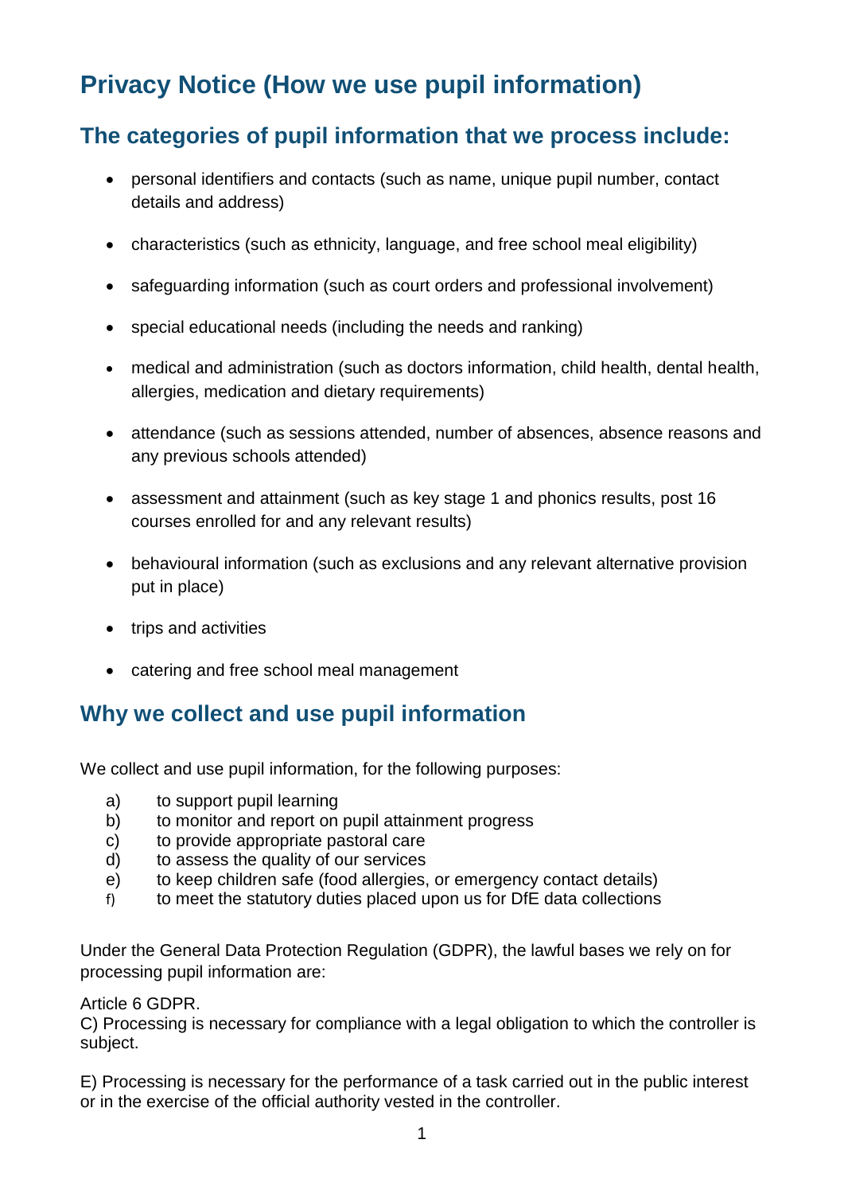# Privacy Notice (How we use pupil information)

## The categories of pupil information that we process include:

- personal identifiers and contacts (such as name, unique pupil number, contact details and address)
- characteristics (such as ethnicity, language, and free school meal eligibility)
- safeguarding information (such as court orders and professional involvement)
- special educational needs (including the needs and ranking)
- medical and administration (such as doctors information, child health, dental health, allergies, medication and dietary requirements)
- attendance (such as sessions attended, number of absences, absence reasons and any previous schools attended)
- assessment and attainment (such as key stage 1 and phonics results, post 16 courses enrolled for and any relevant results)
- behavioural information (such as exclusions and any relevant alternative provision put in place)
- trips and activities
- catering and free school meal management

## Why we collect and use pupil information

We collect and use pupil information, for the following purposes:

a) to support pupil learning
b) to monitor and report on pupil attainment progress
c) to provide appropriate pastoral care
d) to assess the quality of our services
e) to keep children safe (food allergies, or emergency contact details)
f) to meet the statutory duties placed upon us for DfE data collections

Under the General Data Protection Regulation (GDPR), the lawful bases we rely on for processing pupil information are:

Article 6 GDPR.
C) Processing is necessary for compliance with a legal obligation to which the controller is subject.

E) Processing is necessary for the performance of a task carried out in the public interest or in the exercise of the official authority vested in the controller.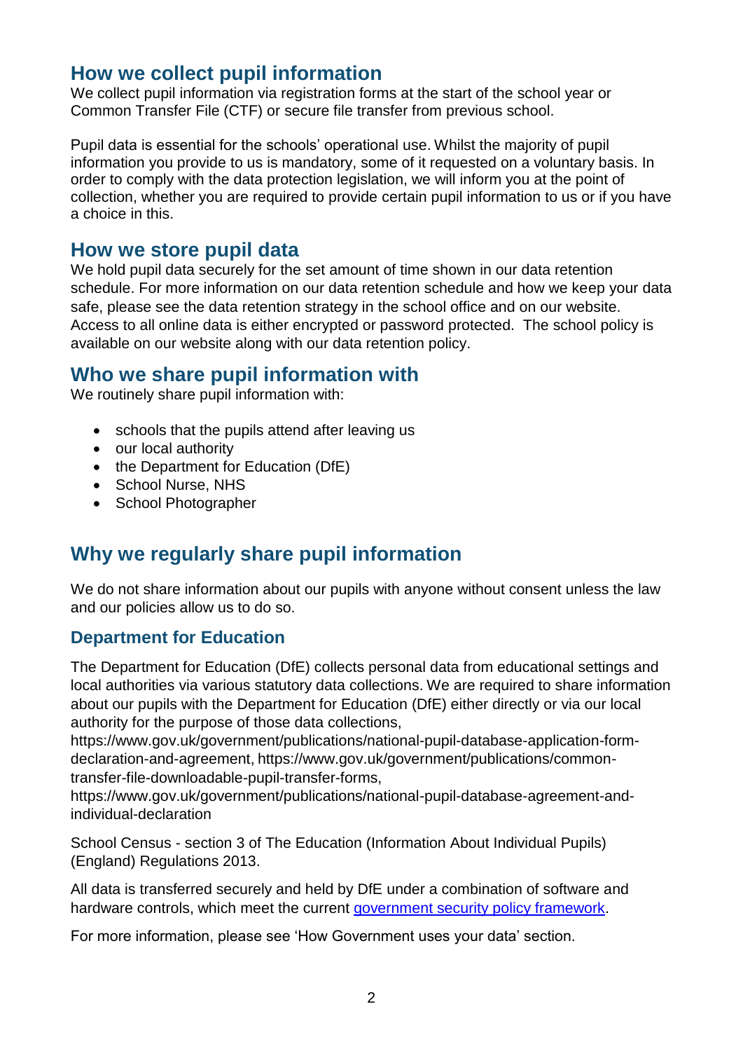## How we collect pupil information

We collect pupil information via registration forms at the start of the school year or Common Transfer File (CTF) or secure file transfer from previous school.

Pupil data is essential for the schools' operational use. Whilst the majority of pupil information you provide to us is mandatory, some of it requested on a voluntary basis. In order to comply with the data protection legislation, we will inform you at the point of collection, whether you are required to provide certain pupil information to us or if you have a choice in this.

## How we store pupil data

We hold pupil data securely for the set amount of time shown in our data retention schedule. For more information on our data retention schedule and how we keep your data safe, please see the data retention strategy in the school office and on our website. Access to all online data is either encrypted or password protected. The school policy is available on our website along with our data retention policy.

## Who we share pupil information with

We routinely share pupil information with:

- schools that the pupils attend after leaving us
- our local authority
- the Department for Education (DfE)
- School Nurse, NHS
- School Photographer

## Why we regularly share pupil information

We do not share information about our pupils with anyone without consent unless the law and our policies allow us to do so.

### Department for Education

The Department for Education (DfE) collects personal data from educational settings and local authorities via various statutory data collections. We are required to share information about our pupils with the Department for Education (DfE) either directly or via our local authority for the purpose of those data collections, https://www.gov.uk/government/publications/national-pupil-database-application-form-declaration-and-agreement, https://www.gov.uk/government/publications/common-transfer-file-downloadable-pupil-transfer-forms, https://www.gov.uk/government/publications/national-pupil-database-agreement-and-individual-declaration

School Census - section 3 of The Education (Information About Individual Pupils) (England) Regulations 2013.

All data is transferred securely and held by DfE under a combination of software and hardware controls, which meet the current [government security policy framework](https://www.gov.uk/government/publications/security-policy-framework).

For more information, please see 'How Government uses your data' section.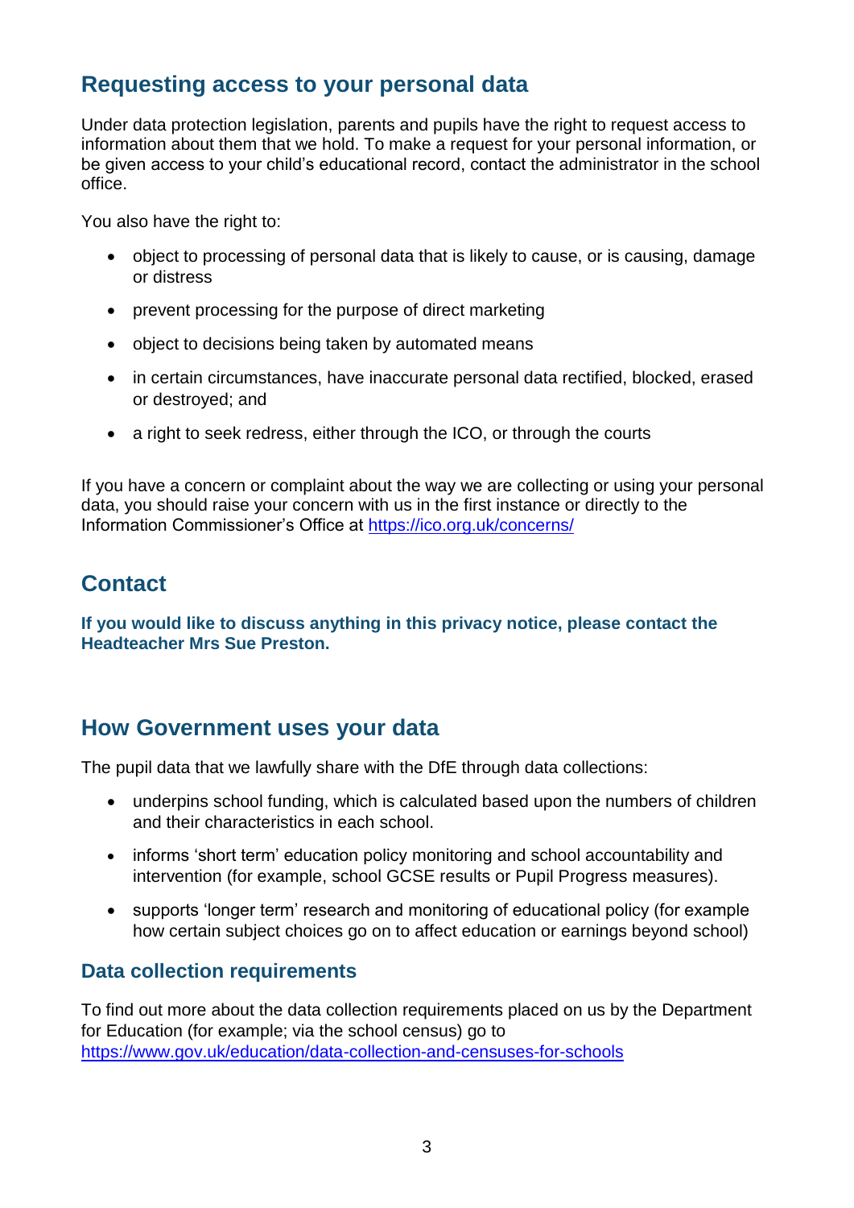## Requesting access to your personal data

Under data protection legislation, parents and pupils have the right to request access to information about them that we hold. To make a request for your personal information, or be given access to your child's educational record, contact the administrator in the school office.

You also have the right to:

- object to processing of personal data that is likely to cause, or is causing, damage or distress
- prevent processing for the purpose of direct marketing
- object to decisions being taken by automated means
- in certain circumstances, have inaccurate personal data rectified, blocked, erased or destroyed; and
- a right to seek redress, either through the ICO, or through the courts

If you have a concern or complaint about the way we are collecting or using your personal data, you should raise your concern with us in the first instance or directly to the Information Commissioner's Office at https://ico.org.uk/concerns/

## Contact

**If you would like to discuss anything in this privacy notice, please contact the Headteacher Mrs Sue Preston.**

## How Government uses your data

The pupil data that we lawfully share with the DfE through data collections:

- underpins school funding, which is calculated based upon the numbers of children and their characteristics in each school.
- informs 'short term' education policy monitoring and school accountability and intervention (for example, school GCSE results or Pupil Progress measures).
- supports 'longer term' research and monitoring of educational policy (for example how certain subject choices go on to affect education or earnings beyond school)

### Data collection requirements

To find out more about the data collection requirements placed on us by the Department for Education (for example; via the school census) go to https://www.gov.uk/education/data-collection-and-censuses-for-schools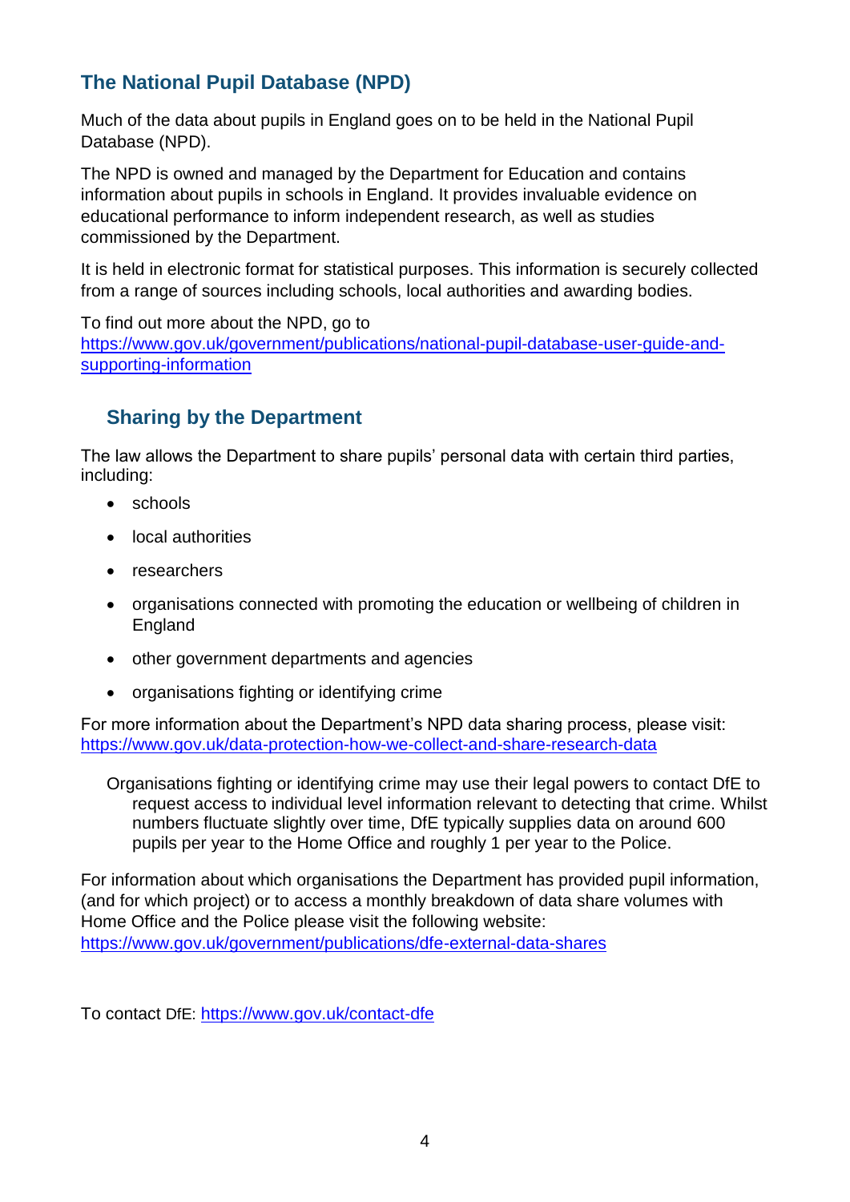## The National Pupil Database (NPD)

Much of the data about pupils in England goes on to be held in the National Pupil Database (NPD).

The NPD is owned and managed by the Department for Education and contains information about pupils in schools in England. It provides invaluable evidence on educational performance to inform independent research, as well as studies commissioned by the Department.

It is held in electronic format for statistical purposes. This information is securely collected from a range of sources including schools, local authorities and awarding bodies.

To find out more about the NPD, go to https://www.gov.uk/government/publications/national-pupil-database-user-guide-and-supporting-information

### Sharing by the Department

The law allows the Department to share pupils' personal data with certain third parties, including:

- schools
- local authorities
- researchers
- organisations connected with promoting the education or wellbeing of children in England
- other government departments and agencies
- organisations fighting or identifying crime

For more information about the Department's NPD data sharing process, please visit: https://www.gov.uk/data-protection-how-we-collect-and-share-research-data

Organisations fighting or identifying crime may use their legal powers to contact DfE to request access to individual level information relevant to detecting that crime. Whilst numbers fluctuate slightly over time, DfE typically supplies data on around 600 pupils per year to the Home Office and roughly 1 per year to the Police.

For information about which organisations the Department has provided pupil information, (and for which project) or to access a monthly breakdown of data share volumes with Home Office and the Police please visit the following website: https://www.gov.uk/government/publications/dfe-external-data-shares

To contact DfE: https://www.gov.uk/contact-dfe